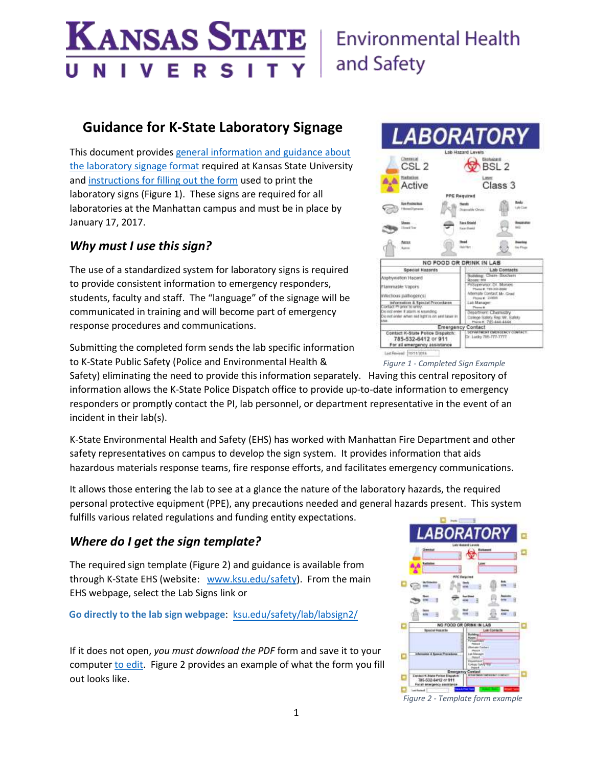# Guidance for K-State Laboratory Signage

This document provides general information and guidance about the laboratory signage format required at Kansas State University and instructions for filling out the form used to print the laboratory signs (Figure 1). These signs are required for all laboratories at the Manhattan campus and must be in place by January 17, 2017.

## *Why must I use this sign?*

The use of a standardized system for laboratory signs is required to provide consistent information to emergency responders, students, faculty and staff. The "language" of the signage will be communicated in training and will become part of emergency response procedures and communications.

Submitting the completed form sends the lab specific information to K-State Public Safety (Police and Environmental Health & Safety) eliminating the need to provide this information separately. Having this central repository of information allows the K-State Police Dispatch office to provide up-to-date information to emergency responders or promptly contact the PI, lab personnel, or department representative in the event of an incident in their lab(s).

*Figure 1 - Completed Sign Example*

K-State Environmental Health and Safety (EHS) has worked with Manhattan Fire Department and other safety representatives on campus to develop the sign system. It provides information that aids hazardous materials response teams, fire response efforts, and facilitates emergency communications.

It allows those entering the lab to see at a glance the nature of the laboratory hazards, the required personal protective equipment (PPE), any precautions needed and general hazards present. This system fulfills various related regulations and funding entity expectations.

## *Where do I get the sign template?*

The required sign template (Figure 2) and guidance is available from through K-State EHS (website: www.ksu.edu/safety). From the main EHS webpage, select the Lab Signs link or

**Go directly to the lab sign webpage**: ksu.edu/safety/lab/labsign2/

If it does not open, *you must download the PDF* form and save it to your computer to edit. Figure 2 provides an example of what the form you fill out looks like.

*Figure 2 - Template form example*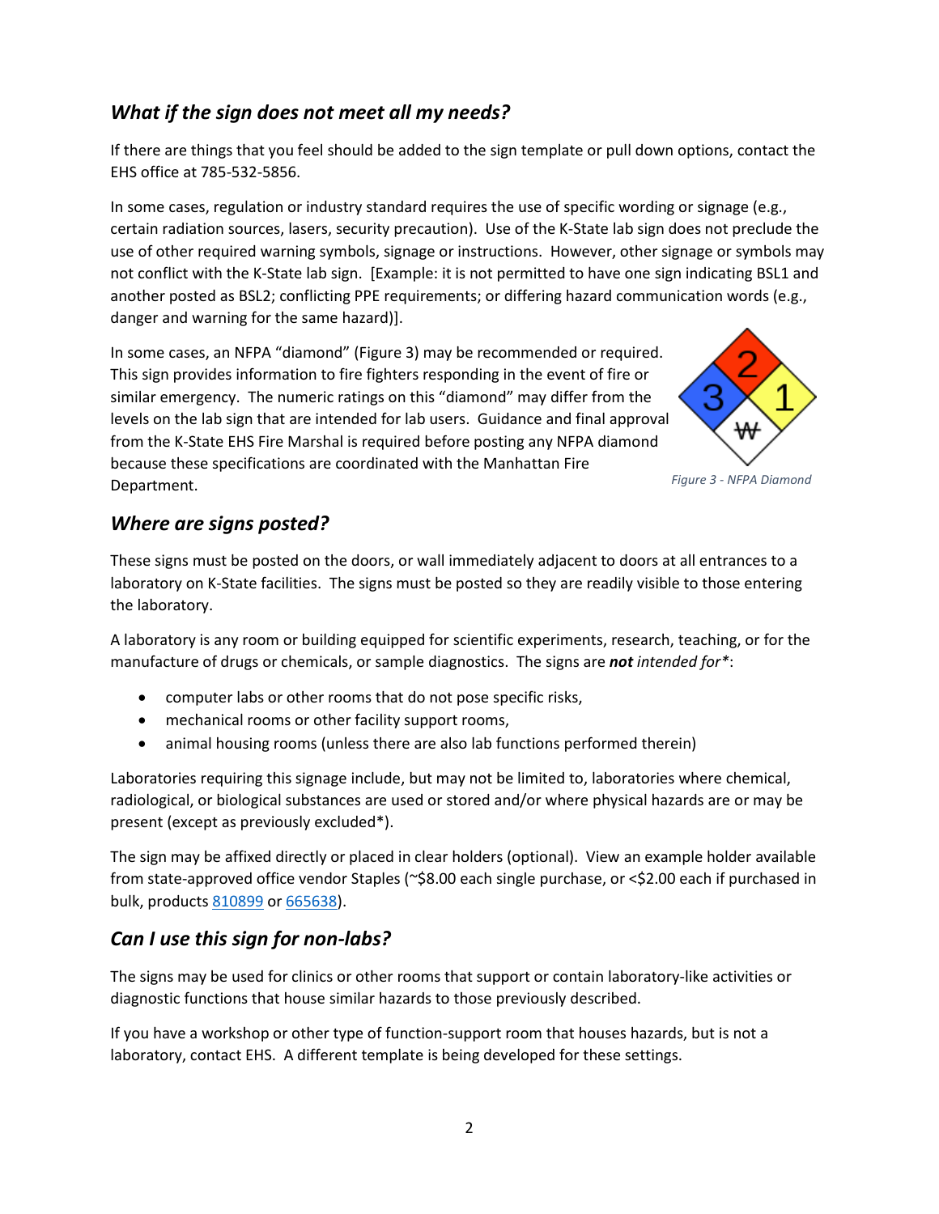## *What if the sign does not meet all my needs?*

If there are things that you feel should be added to the sign template or pull down options, contact the EHS office at 785-532-5856.

In some cases, regulation or industry standard requires the use of specific wording or signage (e.g., certain radiation sources, lasers, security precaution). Use of the K-State lab sign does not preclude the use of other required warning symbols, signage or instructions. However, other signage or symbols may not conflict with the K-State lab sign. [Example: it is not permitted to have one sign indicating BSL1 and another posted as BSL2; conflicting PPE requirements; or differing hazard communication words (e.g., danger and warning for the same hazard)].

In some cases, an NFPA "diamond" (Figure 3) may be recommended or required. This sign provides information to fire fighters responding in the event of fire or similar emergency. The numeric ratings on this "diamond" may differ from the levels on the lab sign that are intended for lab users. Guidance and final approval from the K-State EHS Fire Marshal is required before posting any NFPA diamond because these specifications are coordinated with the Manhattan Fire Department.

*Figure 3 - NFPA Diamond*

## *Where are signs posted?*

These signs must be posted on the doors, or wall immediately adjacent to doors at all entrances to a laboratory on K-State facilities. The signs must be posted so they are readily visible to those entering the laboratory.

A laboratory is any room or building equipped for scientific experiments, research, teaching, or for the manufacture of drugs or chemicals, or sample diagnostics. The signs are ***not*** *intended for**:

- computer labs or other rooms that do not pose specific risks,
- mechanical rooms or other facility support rooms,
- animal housing rooms (unless there are also lab functions performed therein)

Laboratories requiring this signage include, but may not be limited to, laboratories where chemical, radiological, or biological substances are used or stored and/or where physical hazards are or may be present (except as previously excluded*).

The sign may be affixed directly or placed in clear holders (optional). View an example holder available from state-approved office vendor Staples (~$8.00 each single purchase, or <$2.00 each if purchased in bulk, products 810899 or 665638).

## *Can I use this sign for non-labs?*

The signs may be used for clinics or other rooms that support or contain laboratory-like activities or diagnostic functions that house similar hazards to those previously described.

If you have a workshop or other type of function-support room that houses hazards, but is not a laboratory, contact EHS. A different template is being developed for these settings.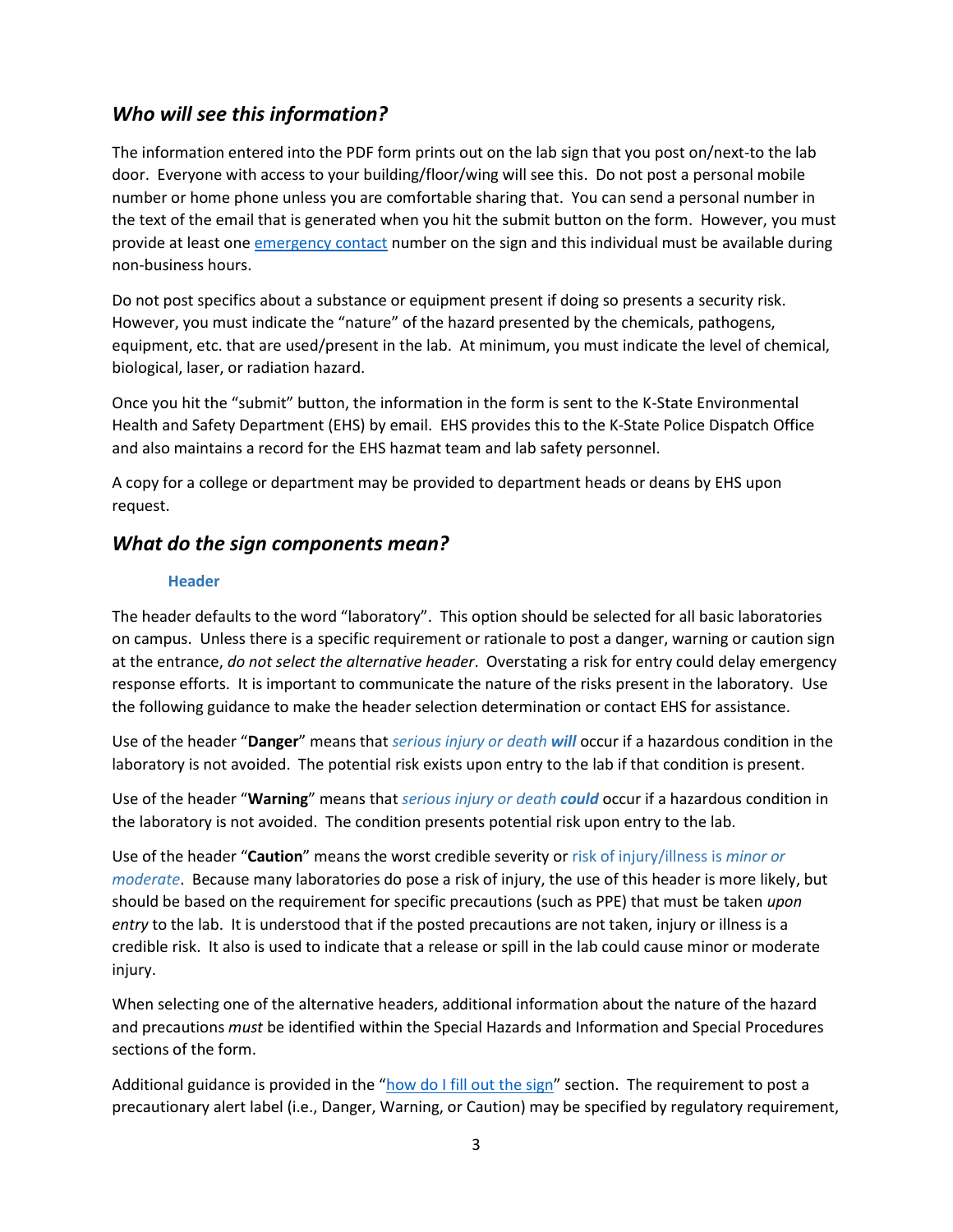## *Who will see this information?*

The information entered into the PDF form prints out on the lab sign that you post on/next-to the lab door. Everyone with access to your building/floor/wing will see this. Do not post a personal mobile number or home phone unless you are comfortable sharing that. You can send a personal number in the text of the email that is generated when you hit the submit button on the form. However, you must provide at least one emergency contact number on the sign and this individual must be available during non-business hours.

Do not post specifics about a substance or equipment present if doing so presents a security risk. However, you must indicate the "nature" of the hazard presented by the chemicals, pathogens, equipment, etc. that are used/present in the lab. At minimum, you must indicate the level of chemical, biological, laser, or radiation hazard.

Once you hit the "submit" button, the information in the form is sent to the K-State Environmental Health and Safety Department (EHS) by email. EHS provides this to the K-State Police Dispatch Office and also maintains a record for the EHS hazmat team and lab safety personnel.

A copy for a college or department may be provided to department heads or deans by EHS upon request.

## *What do the sign components mean?*

### Header

The header defaults to the word "laboratory". This option should be selected for all basic laboratories on campus. Unless there is a specific requirement or rationale to post a danger, warning or caution sign at the entrance, *do not select the alternative header*. Overstating a risk for entry could delay emergency response efforts. It is important to communicate the nature of the risks present in the laboratory. Use the following guidance to make the header selection determination or contact EHS for assistance.

Use of the header "**Danger**" means that *serious injury or death **will*** occur if a hazardous condition in the laboratory is not avoided. The potential risk exists upon entry to the lab if that condition is present.

Use of the header "**Warning**" means that *serious injury or death **could*** occur if a hazardous condition in the laboratory is not avoided. The condition presents potential risk upon entry to the lab.

Use of the header "**Caution**" means the worst credible severity or risk of injury/illness is *minor or moderate*. Because many laboratories do pose a risk of injury, the use of this header is more likely, but should be based on the requirement for specific precautions (such as PPE) that must be taken *upon entry* to the lab. It is understood that if the posted precautions are not taken, injury or illness is a credible risk. It also is used to indicate that a release or spill in the lab could cause minor or moderate injury.

When selecting one of the alternative headers, additional information about the nature of the hazard and precautions *must* be identified within the Special Hazards and Information and Special Procedures sections of the form.

Additional guidance is provided in the "how do I fill out the sign" section. The requirement to post a precautionary alert label (i.e., Danger, Warning, or Caution) may be specified by regulatory requirement,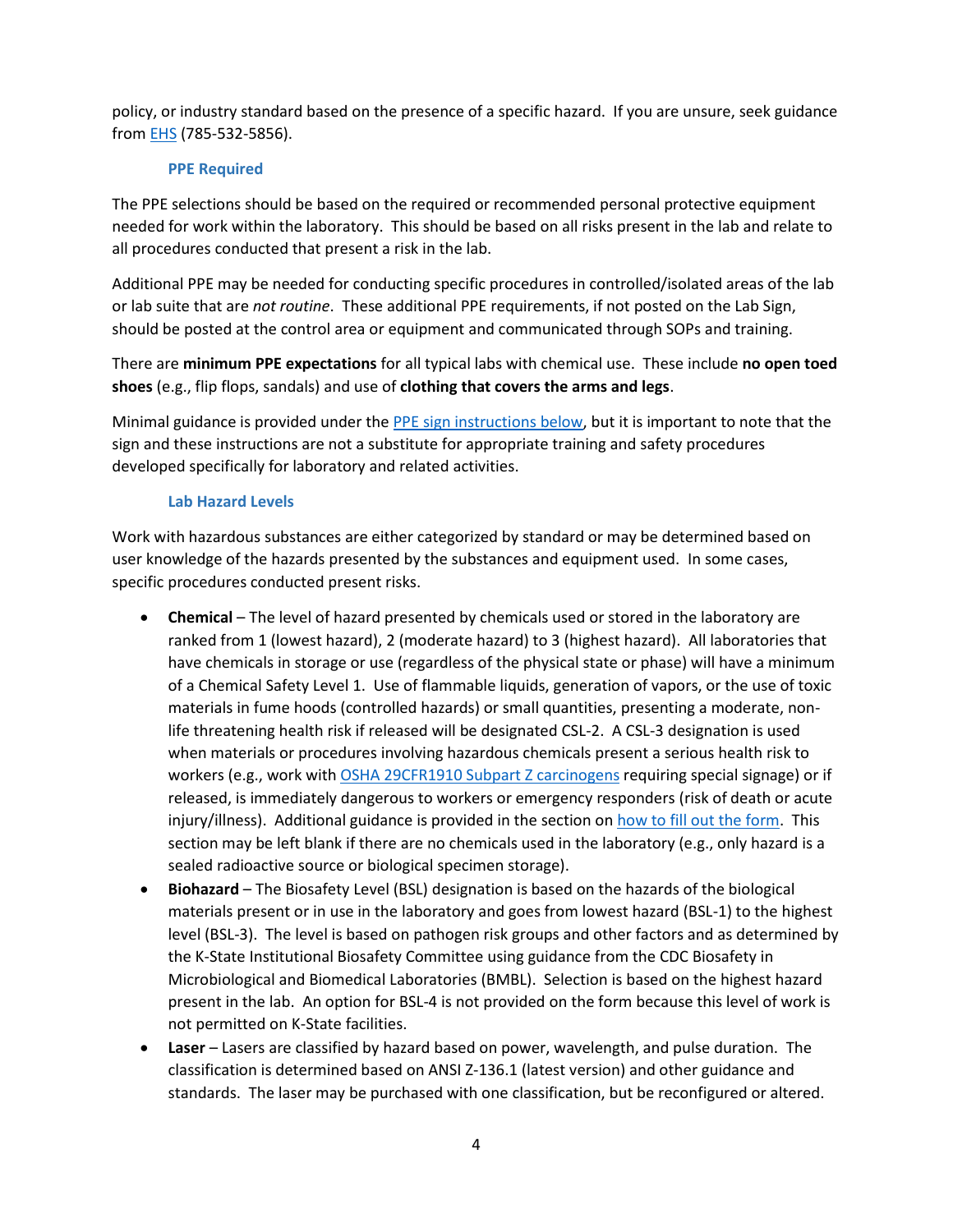policy, or industry standard based on the presence of a specific hazard. If you are unsure, seek guidance from [EHS](#) (785-532-5856).

### PPE Required

The PPE selections should be based on the required or recommended personal protective equipment needed for work within the laboratory. This should be based on all risks present in the lab and relate to all procedures conducted that present a risk in the lab.

Additional PPE may be needed for conducting specific procedures in controlled/isolated areas of the lab or lab suite that are *not routine*. These additional PPE requirements, if not posted on the Lab Sign, should be posted at the control area or equipment and communicated through SOPs and training.

There are **minimum PPE expectations** for all typical labs with chemical use. These include **no open toed shoes** (e.g., flip flops, sandals) and use of **clothing that covers the arms and legs**.

Minimal guidance is provided under the [PPE sign instructions below](#), but it is important to note that the sign and these instructions are not a substitute for appropriate training and safety procedures developed specifically for laboratory and related activities.

### Lab Hazard Levels

Work with hazardous substances are either categorized by standard or may be determined based on user knowledge of the hazards presented by the substances and equipment used. In some cases, specific procedures conducted present risks.

- **Chemical** – The level of hazard presented by chemicals used or stored in the laboratory are ranked from 1 (lowest hazard), 2 (moderate hazard) to 3 (highest hazard). All laboratories that have chemicals in storage or use (regardless of the physical state or phase) will have a minimum of a Chemical Safety Level 1. Use of flammable liquids, generation of vapors, or the use of toxic materials in fume hoods (controlled hazards) or small quantities, presenting a moderate, non-life threatening health risk if released will be designated CSL-2. A CSL-3 designation is used when materials or procedures involving hazardous chemicals present a serious health risk to workers (e.g., work with [OSHA 29CFR1910 Subpart Z carcinogens](#) requiring special signage) or if released, is immediately dangerous to workers or emergency responders (risk of death or acute injury/illness). Additional guidance is provided in the section on [how to fill out the form](#). This section may be left blank if there are no chemicals used in the laboratory (e.g., only hazard is a sealed radioactive source or biological specimen storage).
- **Biohazard** – The Biosafety Level (BSL) designation is based on the hazards of the biological materials present or in use in the laboratory and goes from lowest hazard (BSL-1) to the highest level (BSL-3). The level is based on pathogen risk groups and other factors and as determined by the K-State Institutional Biosafety Committee using guidance from the CDC Biosafety in Microbiological and Biomedical Laboratories (BMBL). Selection is based on the highest hazard present in the lab. An option for BSL-4 is not provided on the form because this level of work is not permitted on K-State facilities.
- **Laser** – Lasers are classified by hazard based on power, wavelength, and pulse duration. The classification is determined based on ANSI Z-136.1 (latest version) and other guidance and standards. The laser may be purchased with one classification, but be reconfigured or altered.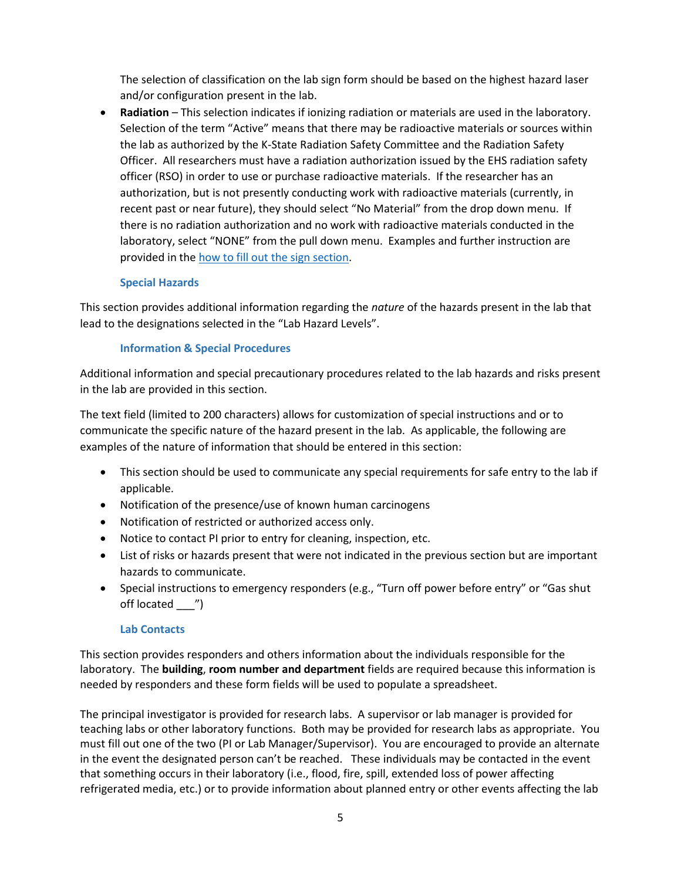The selection of classification on the lab sign form should be based on the highest hazard laser and/or configuration present in the lab.

- **Radiation** – This selection indicates if ionizing radiation or materials are used in the laboratory. Selection of the term "Active" means that there may be radioactive materials or sources within the lab as authorized by the K-State Radiation Safety Committee and the Radiation Safety Officer. All researchers must have a radiation authorization issued by the EHS radiation safety officer (RSO) in order to use or purchase radioactive materials. If the researcher has an authorization, but is not presently conducting work with radioactive materials (currently, in recent past or near future), they should select "No Material" from the drop down menu. If there is no radiation authorization and no work with radioactive materials conducted in the laboratory, select "NONE" from the pull down menu. Examples and further instruction are provided in the how to fill out the sign section.

### Special Hazards

This section provides additional information regarding the *nature* of the hazards present in the lab that lead to the designations selected in the "Lab Hazard Levels".

### Information & Special Procedures

Additional information and special precautionary procedures related to the lab hazards and risks present in the lab are provided in this section.

The text field (limited to 200 characters) allows for customization of special instructions and or to communicate the specific nature of the hazard present in the lab. As applicable, the following are examples of the nature of information that should be entered in this section:

- This section should be used to communicate any special requirements for safe entry to the lab if applicable.
- Notification of the presence/use of known human carcinogens
- Notification of restricted or authorized access only.
- Notice to contact PI prior to entry for cleaning, inspection, etc.
- List of risks or hazards present that were not indicated in the previous section but are important hazards to communicate.
- Special instructions to emergency responders (e.g., "Turn off power before entry" or "Gas shut off located ___")

### Lab Contacts

This section provides responders and others information about the individuals responsible for the laboratory. The **building**, **room number and department** fields are required because this information is needed by responders and these form fields will be used to populate a spreadsheet.

The principal investigator is provided for research labs. A supervisor or lab manager is provided for teaching labs or other laboratory functions. Both may be provided for research labs as appropriate. You must fill out one of the two (PI or Lab Manager/Supervisor). You are encouraged to provide an alternate in the event the designated person can't be reached. These individuals may be contacted in the event that something occurs in their laboratory (i.e., flood, fire, spill, extended loss of power affecting refrigerated media, etc.) or to provide information about planned entry or other events affecting the lab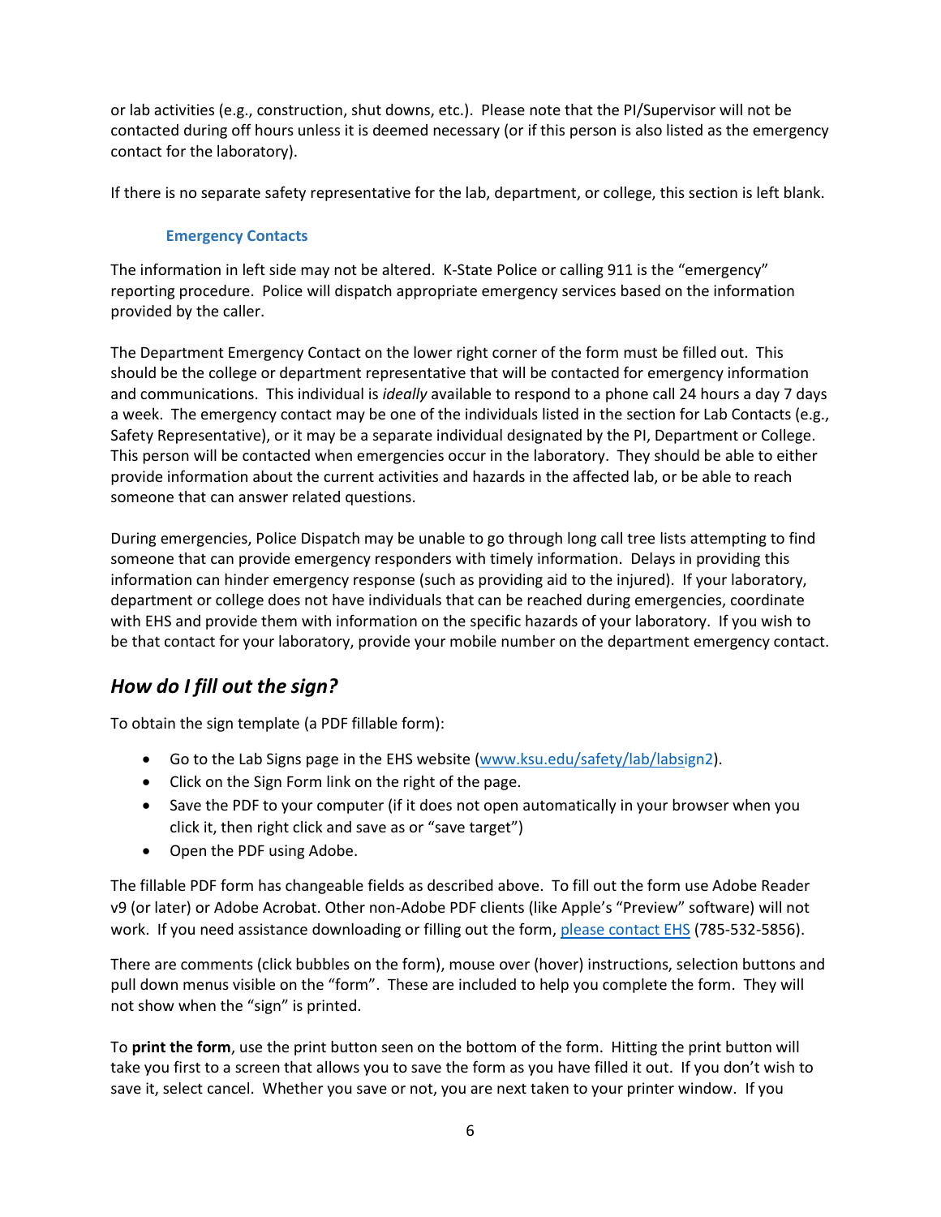or lab activities (e.g., construction, shut downs, etc.). Please note that the PI/Supervisor will not be contacted during off hours unless it is deemed necessary (or if this person is also listed as the emergency contact for the laboratory).

If there is no separate safety representative for the lab, department, or college, this section is left blank.

### Emergency Contacts

The information in left side may not be altered. K-State Police or calling 911 is the "emergency" reporting procedure. Police will dispatch appropriate emergency services based on the information provided by the caller.

The Department Emergency Contact on the lower right corner of the form must be filled out. This should be the college or department representative that will be contacted for emergency information and communications. This individual is *ideally* available to respond to a phone call 24 hours a day 7 days a week. The emergency contact may be one of the individuals listed in the section for Lab Contacts (e.g., Safety Representative), or it may be a separate individual designated by the PI, Department or College. This person will be contacted when emergencies occur in the laboratory. They should be able to either provide information about the current activities and hazards in the affected lab, or be able to reach someone that can answer related questions.

During emergencies, Police Dispatch may be unable to go through long call tree lists attempting to find someone that can provide emergency responders with timely information. Delays in providing this information can hinder emergency response (such as providing aid to the injured). If your laboratory, department or college does not have individuals that can be reached during emergencies, coordinate with EHS and provide them with information on the specific hazards of your laboratory. If you wish to be that contact for your laboratory, provide your mobile number on the department emergency contact.

## *How do I fill out the sign?*

To obtain the sign template (a PDF fillable form):

- Go to the Lab Signs page in the EHS website (www.ksu.edu/safety/lab/labsign2).
- Click on the Sign Form link on the right of the page.
- Save the PDF to your computer (if it does not open automatically in your browser when you click it, then right click and save as or "save target")
- Open the PDF using Adobe.

The fillable PDF form has changeable fields as described above. To fill out the form use Adobe Reader v9 (or later) or Adobe Acrobat. Other non-Adobe PDF clients (like Apple's "Preview" software) will not work. If you need assistance downloading or filling out the form, please contact EHS (785-532-5856).

There are comments (click bubbles on the form), mouse over (hover) instructions, selection buttons and pull down menus visible on the "form". These are included to help you complete the form. They will not show when the "sign" is printed.

To **print the form**, use the print button seen on the bottom of the form. Hitting the print button will take you first to a screen that allows you to save the form as you have filled it out. If you don't wish to save it, select cancel. Whether you save or not, you are next taken to your printer window. If you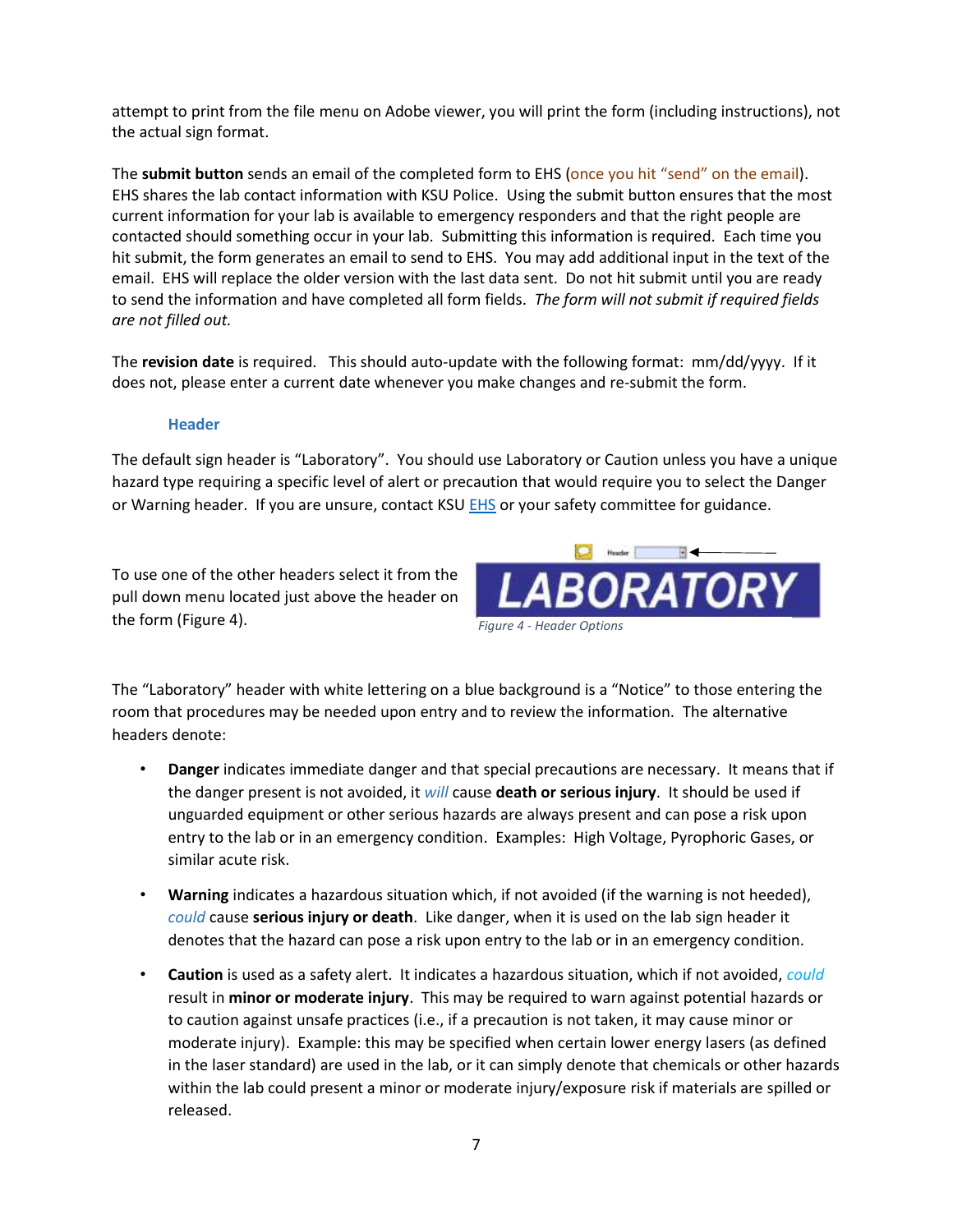attempt to print from the file menu on Adobe viewer, you will print the form (including instructions), not the actual sign format.

The **submit button** sends an email of the completed form to EHS (once you hit "send" on the email). EHS shares the lab contact information with KSU Police. Using the submit button ensures that the most current information for your lab is available to emergency responders and that the right people are contacted should something occur in your lab. Submitting this information is required. Each time you hit submit, the form generates an email to send to EHS. You may add additional input in the text of the email. EHS will replace the older version with the last data sent. Do not hit submit until you are ready to send the information and have completed all form fields. *The form will not submit if required fields are not filled out.*

The **revision date** is required. This should auto-update with the following format: mm/dd/yyyy. If it does not, please enter a current date whenever you make changes and re-submit the form.

### Header

The default sign header is "Laboratory". You should use Laboratory or Caution unless you have a unique hazard type requiring a specific level of alert or precaution that would require you to select the Danger or Warning header. If you are unsure, contact KSU EHS or your safety committee for guidance.

To use one of the other headers select it from the pull down menu located just above the header on the form (Figure 4).

*Figure 4 - Header Options*

The "Laboratory" header with white lettering on a blue background is a "Notice" to those entering the room that procedures may be needed upon entry and to review the information. The alternative headers denote:

- **Danger** indicates immediate danger and that special precautions are necessary. It means that if the danger present is not avoided, it *will* cause **death or serious injury**. It should be used if unguarded equipment or other serious hazards are always present and can pose a risk upon entry to the lab or in an emergency condition. Examples: High Voltage, Pyrophoric Gases, or similar acute risk.
- **Warning** indicates a hazardous situation which, if not avoided (if the warning is not heeded), *could* cause **serious injury or death**. Like danger, when it is used on the lab sign header it denotes that the hazard can pose a risk upon entry to the lab or in an emergency condition.
- **Caution** is used as a safety alert. It indicates a hazardous situation, which if not avoided, *could* result in **minor or moderate injury**. This may be required to warn against potential hazards or to caution against unsafe practices (i.e., if a precaution is not taken, it may cause minor or moderate injury). Example: this may be specified when certain lower energy lasers (as defined in the laser standard) are used in the lab, or it can simply denote that chemicals or other hazards within the lab could present a minor or moderate injury/exposure risk if materials are spilled or released.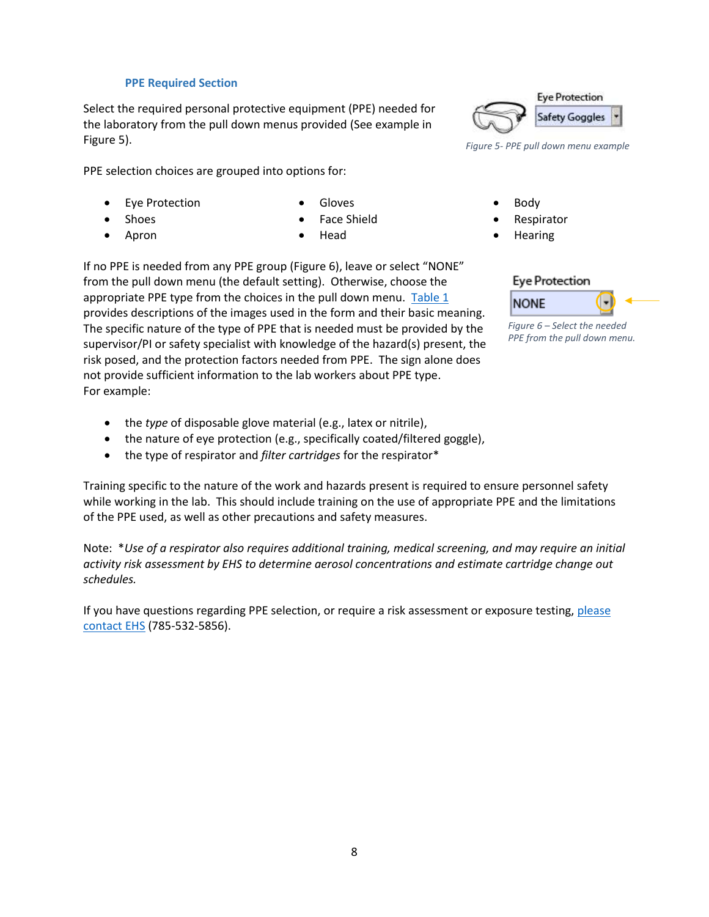### PPE Required Section

Select the required personal protective equipment (PPE) needed for the laboratory from the pull down menus provided (See example in Figure 5).

Eye Protection

Safety Goggles

*Figure 5- PPE pull down menu example*

PPE selection choices are grouped into options for:

- Eye Protection
- Shoes
- Apron
- Gloves
- Face Shield
- Head
- Body
- Respirator
- Hearing

If no PPE is needed from any PPE group (Figure 6), leave or select "NONE" from the pull down menu (the default setting). Otherwise, choose the appropriate PPE type from the choices in the pull down menu. Table 1 provides descriptions of the images used in the form and their basic meaning. The specific nature of the type of PPE that is needed must be provided by the supervisor/PI or safety specialist with knowledge of the hazard(s) present, the risk posed, and the protection factors needed from PPE. The sign alone does not provide sufficient information to the lab workers about PPE type. For example:

Eye Protection

NONE

*Figure 6 – Select the needed PPE from the pull down menu.*

- the *type* of disposable glove material (e.g., latex or nitrile),
- the nature of eye protection (e.g., specifically coated/filtered goggle),
- the type of respirator and *filter cartridges* for the respirator*

Training specific to the nature of the work and hazards present is required to ensure personnel safety while working in the lab. This should include training on the use of appropriate PPE and the limitations of the PPE used, as well as other precautions and safety measures.

Note: **Use of a respirator also requires additional training, medical screening, and may require an initial activity risk assessment by EHS to determine aerosol concentrations and estimate cartridge change out schedules.*

If you have questions regarding PPE selection, or require a risk assessment or exposure testing, please contact EHS (785-532-5856).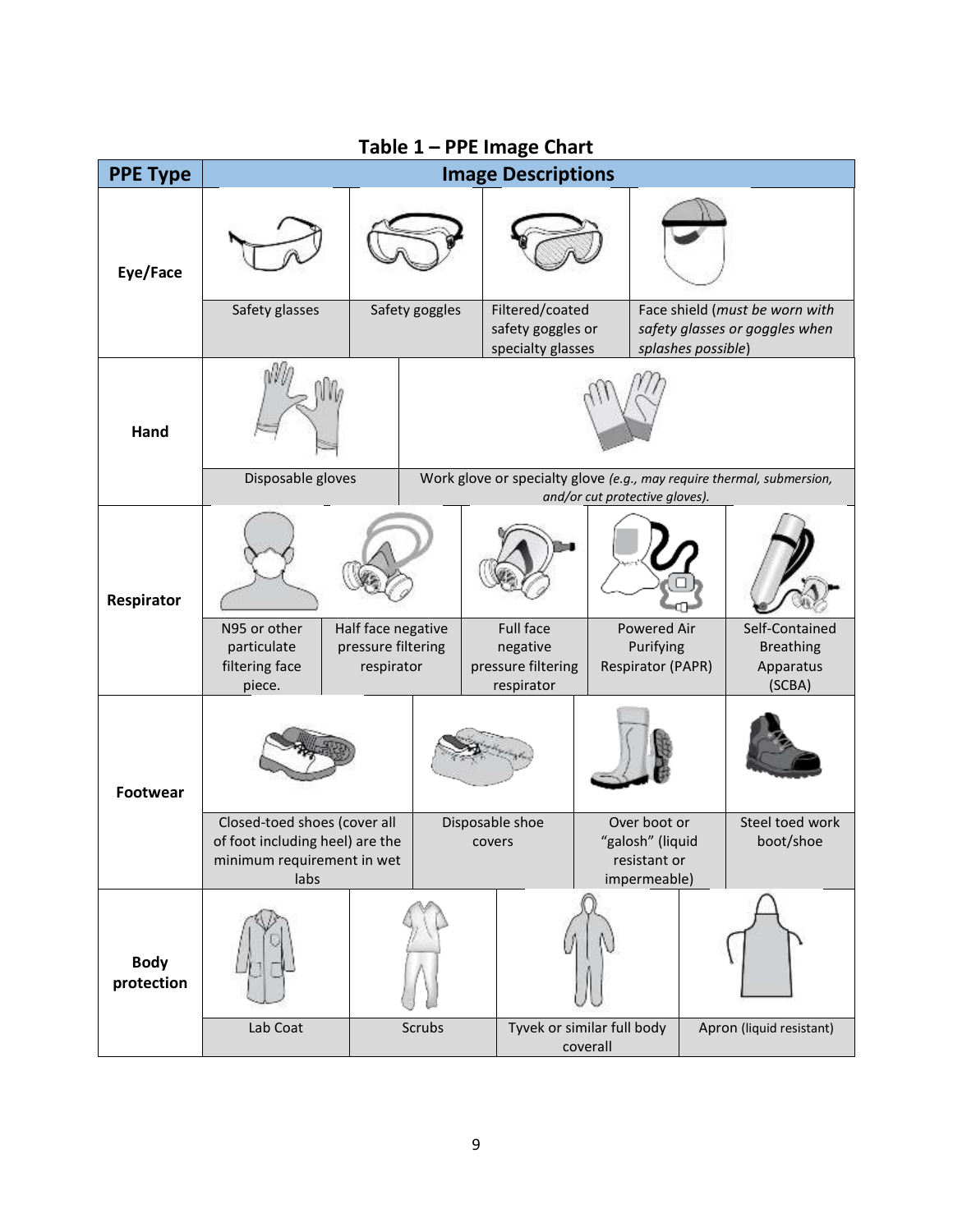### Table 1 – PPE Image Chart

| PPE Type | Image Descriptions | | | | |
|---|---|---|---|---|---|
| Eye/Face | Safety glasses | Safety goggles | Filtered/coated safety goggles or specialty glasses | Face shield (*must be worn with safety glasses or goggles when splashes possible*) | |
| Hand | Disposable gloves | Work glove or specialty glove *(e.g., may require thermal, submersion, and/or cut protective gloves).* | | | |
| Respirator | N95 or other particulate filtering face piece. | Half face negative pressure filtering respirator | Full face negative pressure filtering respirator | Powered Air Purifying Respirator (PAPR) | Self-Contained Breathing Apparatus (SCBA) |
| Footwear | Closed-toed shoes (cover all of foot including heel) are the minimum requirement in wet labs | Disposable shoe covers | Over boot or "galosh" (liquid resistant or impermeable) | Steel toed work boot/shoe | |
| Body protection | Lab Coat | Scrubs | Tyvek or similar full body coverall | Apron (liquid resistant) | |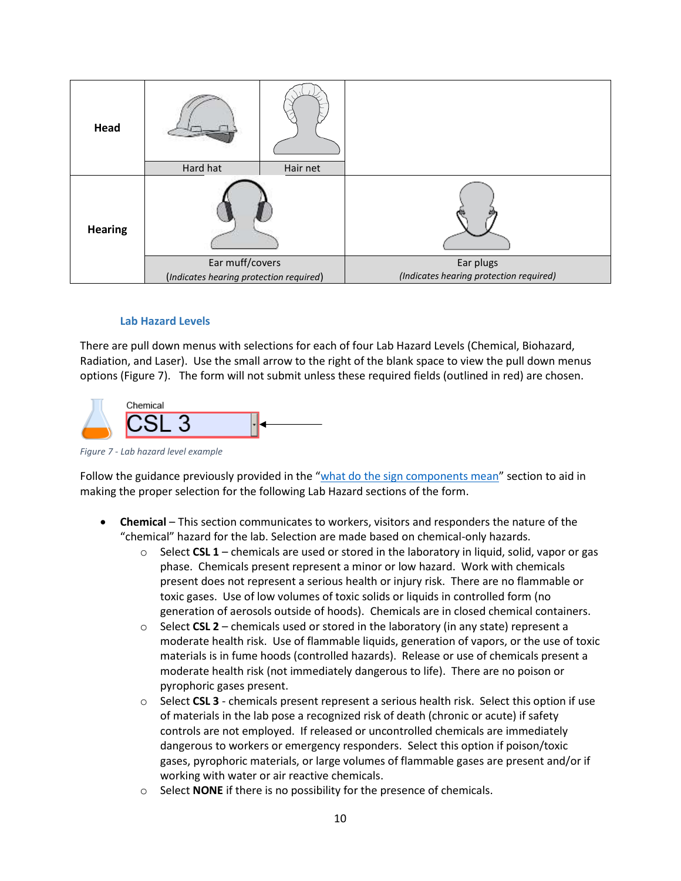| Head | Hard hat | Hair net | |
|---|---|---|---|
| **Hearing** | Ear muff/covers (*Indicates hearing protection required*) | | Ear plugs *(Indicates hearing protection required)* |

### Lab Hazard Levels

There are pull down menus with selections for each of four Lab Hazard Levels (Chemical, Biohazard, Radiation, and Laser). Use the small arrow to the right of the blank space to view the pull down menus options (Figure 7). The form will not submit unless these required fields (outlined in red) are chosen.

Chemical
CSL 3

*Figure 7 - Lab hazard level example*

Follow the guidance previously provided in the "what do the sign components mean" section to aid in making the proper selection for the following Lab Hazard sections of the form.

- **Chemical** – This section communicates to workers, visitors and responders the nature of the "chemical" hazard for the lab. Selection are made based on chemical-only hazards.
  - Select **CSL 1** – chemicals are used or stored in the laboratory in liquid, solid, vapor or gas phase. Chemicals present represent a minor or low hazard. Work with chemicals present does not represent a serious health or injury risk. There are no flammable or toxic gases. Use of low volumes of toxic solids or liquids in controlled form (no generation of aerosols outside of hoods). Chemicals are in closed chemical containers.
  - Select **CSL 2** – chemicals used or stored in the laboratory (in any state) represent a moderate health risk. Use of flammable liquids, generation of vapors, or the use of toxic materials is in fume hoods (controlled hazards). Release or use of chemicals present a moderate health risk (not immediately dangerous to life). There are no poison or pyrophoric gases present.
  - Select **CSL 3** - chemicals present represent a serious health risk. Select this option if use of materials in the lab pose a recognized risk of death (chronic or acute) if safety controls are not employed. If released or uncontrolled chemicals are immediately dangerous to workers or emergency responders. Select this option if poison/toxic gases, pyrophoric materials, or large volumes of flammable gases are present and/or if working with water or air reactive chemicals.
  - Select **NONE** if there is no possibility for the presence of chemicals.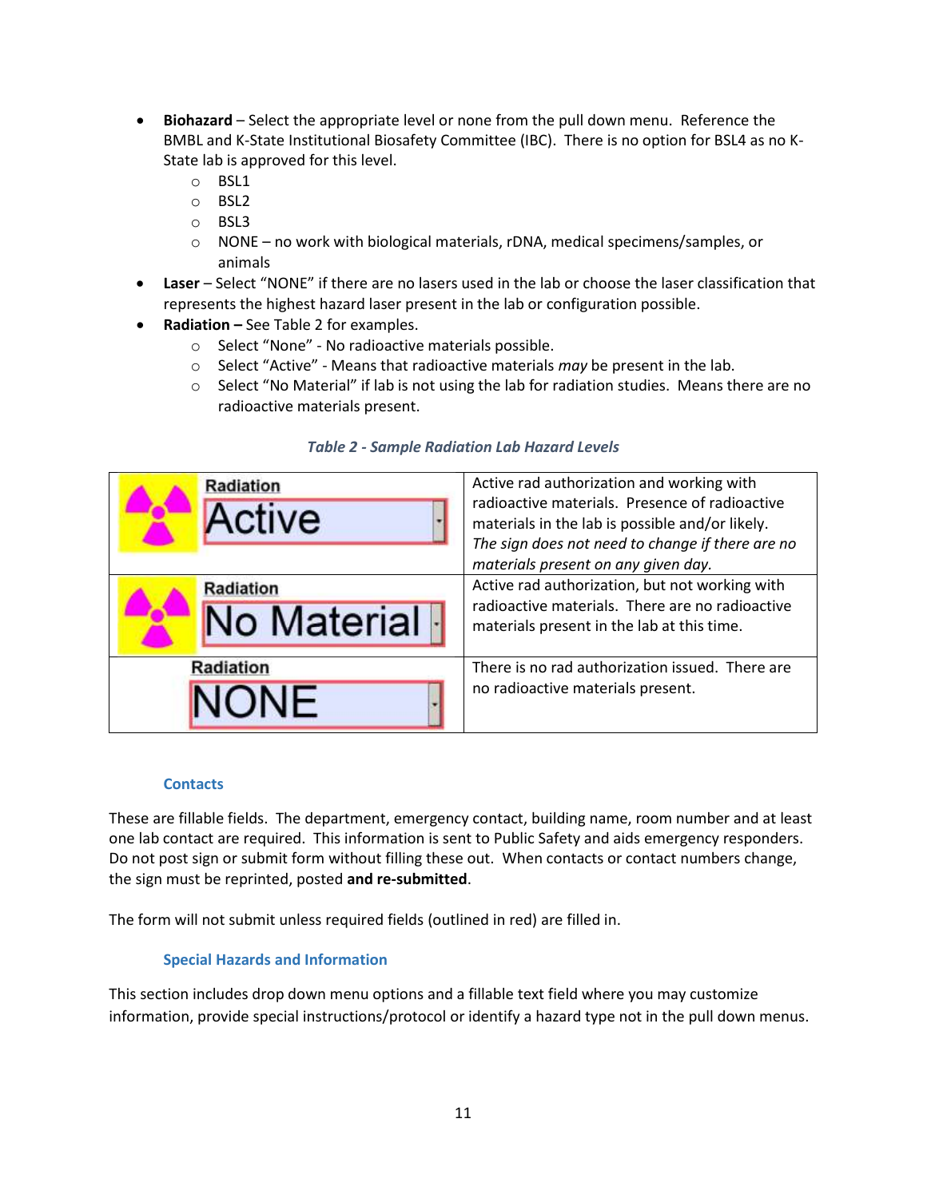- **Biohazard** – Select the appropriate level or none from the pull down menu. Reference the BMBL and K-State Institutional Biosafety Committee (IBC). There is no option for BSL4 as no K-State lab is approved for this level.
    - BSL1
    - BSL2
    - BSL3
    - NONE – no work with biological materials, rDNA, medical specimens/samples, or animals
- **Laser** – Select "NONE" if there are no lasers used in the lab or choose the laser classification that represents the highest hazard laser present in the lab or configuration possible.
- **Radiation –** See Table 2 for examples.
    - Select "None" - No radioactive materials possible.
    - Select "Active" - Means that radioactive materials *may* be present in the lab.
    - Select "No Material" if lab is not using the lab for radiation studies. Means there are no radioactive materials present.

*Table 2 - Sample Radiation Lab Hazard Levels*

| | |
|---|---|
| Radiation Active | Active rad authorization and working with radioactive materials. Presence of radioactive materials in the lab is possible and/or likely. *The sign does not need to change if there are no materials present on any given day.* |
| Radiation No Material | Active rad authorization, but not working with radioactive materials. There are no radioactive materials present in the lab at this time. |
| Radiation NONE | There is no rad authorization issued. There are no radioactive materials present. |

### Contacts

These are fillable fields. The department, emergency contact, building name, room number and at least one lab contact are required. This information is sent to Public Safety and aids emergency responders. Do not post sign or submit form without filling these out. When contacts or contact numbers change, the sign must be reprinted, posted **and re-submitted**.

The form will not submit unless required fields (outlined in red) are filled in.

### Special Hazards and Information

This section includes drop down menu options and a fillable text field where you may customize information, provide special instructions/protocol or identify a hazard type not in the pull down menus.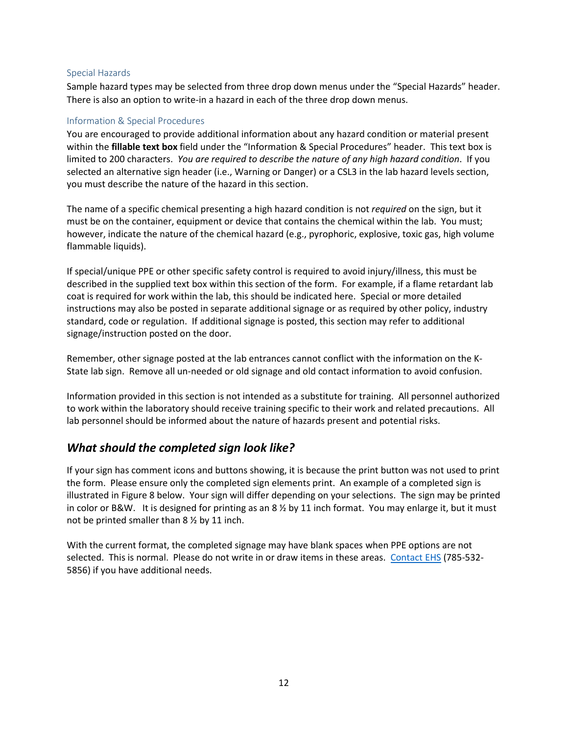### Special Hazards

Sample hazard types may be selected from three drop down menus under the "Special Hazards" header. There is also an option to write-in a hazard in each of the three drop down menus.

### Information & Special Procedures

You are encouraged to provide additional information about any hazard condition or material present within the **fillable text box** field under the "Information & Special Procedures" header. This text box is limited to 200 characters. *You are required to describe the nature of any high hazard condition*. If you selected an alternative sign header (i.e., Warning or Danger) or a CSL3 in the lab hazard levels section, you must describe the nature of the hazard in this section.

The name of a specific chemical presenting a high hazard condition is not *required* on the sign, but it must be on the container, equipment or device that contains the chemical within the lab. You must; however, indicate the nature of the chemical hazard (e.g., pyrophoric, explosive, toxic gas, high volume flammable liquids).

If special/unique PPE or other specific safety control is required to avoid injury/illness, this must be described in the supplied text box within this section of the form. For example, if a flame retardant lab coat is required for work within the lab, this should be indicated here. Special or more detailed instructions may also be posted in separate additional signage or as required by other policy, industry standard, code or regulation. If additional signage is posted, this section may refer to additional signage/instruction posted on the door.

Remember, other signage posted at the lab entrances cannot conflict with the information on the K-State lab sign. Remove all un-needed or old signage and old contact information to avoid confusion.

Information provided in this section is not intended as a substitute for training. All personnel authorized to work within the laboratory should receive training specific to their work and related precautions. All lab personnel should be informed about the nature of hazards present and potential risks.

## *What should the completed sign look like?*

If your sign has comment icons and buttons showing, it is because the print button was not used to print the form. Please ensure only the completed sign elements print. An example of a completed sign is illustrated in Figure 8 below. Your sign will differ depending on your selections. The sign may be printed in color or B&W. It is designed for printing as an 8 ½ by 11 inch format. You may enlarge it, but it must not be printed smaller than 8 ½ by 11 inch.

With the current format, the completed signage may have blank spaces when PPE options are not selected. This is normal. Please do not write in or draw items in these areas. Contact EHS (785-532-5856) if you have additional needs.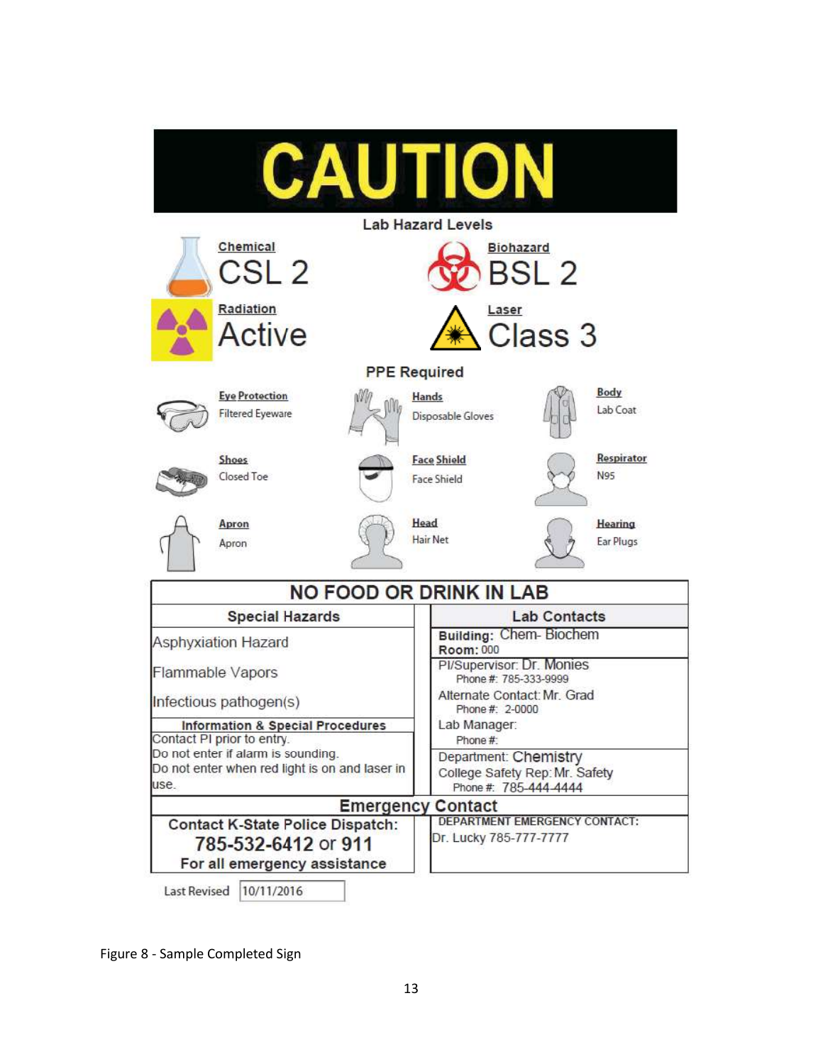# CAUTION

## Lab Hazard Levels

**Chemical**
CSL 2

**Biohazard**
BSL 2

**Radiation**
Active

**Laser**
Class 3

## PPE Required

**Eye Protection**
Filtered Eyeware

**Hands**
Disposable Gloves

**Body**
Lab Coat

**Shoes**
Closed Toe

**Face Shield**
Face Shield

**Respirator**
N95

**Apron**
Apron

**Head**
Hair Net

**Hearing**
Ear Plugs

## NO FOOD OR DRINK IN LAB

| Special Hazards | Lab Contacts |
|---|---|
| Asphyxiation Hazard | **Building:** Chem- Biochem<br>**Room:** 000 |
| Flammable Vapors | PI/Supervisor: Dr. Monies<br>Phone #: 785-333-9999 |
| Infectious pathogen(s) | Alternate Contact: Mr. Grad<br>Phone #: 2-0000 |
| **Information & Special Procedures**<br>Contact PI prior to entry.<br>Do not enter if alarm is sounding.<br>Do not enter when red light is on and laser in use. | Lab Manager:<br>Phone #: |
| | Department: Chemistry<br>College Safety Rep: Mr. Safety<br>Phone #: 785-444-4444 |

**Emergency Contact**

| | |
|---|---|
| **Contact K-State Police Dispatch:**<br>**785-532-6412 or 911**<br>**For all emergency assistance** | **DEPARTMENT EMERGENCY CONTACT:**<br>Dr. Lucky 785-777-7777 |

Last Revised 10/11/2016

Figure 8 - Sample Completed Sign